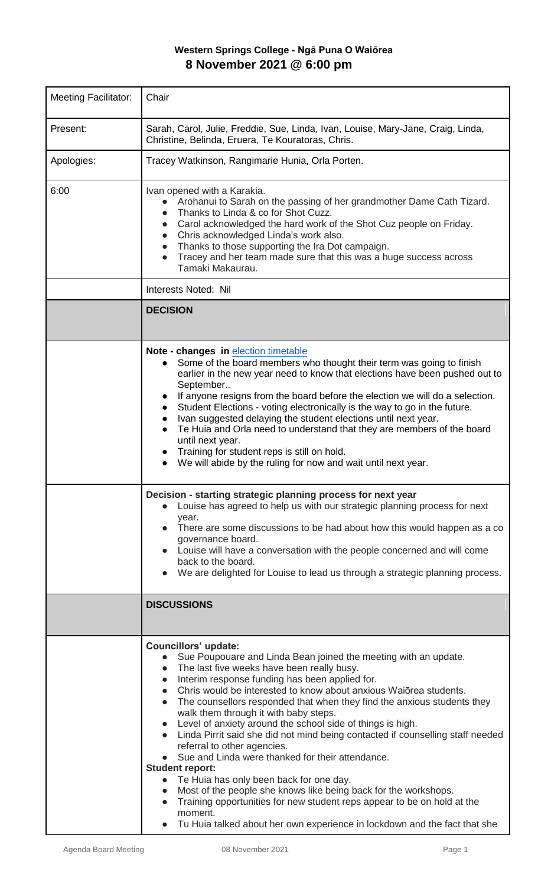# Western Springs College - Ngā Puna O Waiōrea
## 8 November 2021 @ 6:00 pm

| | |
|---|---|
| Meeting Facilitator: | Chair |
| Present: | Sarah, Carol, Julie, Freddie, Sue, Linda, Ivan, Louise, Mary-Jane, Craig, Linda, Christine, Belinda, Eruera, Te Kouratoras, Chris. |
| Apologies: | Tracey Watkinson, Rangimarie Hunia, Orla Porten. |
| 6:00 | Ivan opened with a Karakia.<br>• Arohanui to Sarah on the passing of her grandmother Dame Cath Tizard.<br>• Thanks to Linda & co for Shot Cuzz.<br>• Carol acknowledged the hard work of the Shot Cuz people on Friday.<br>• Chris acknowledged Linda's work also.<br>• Thanks to those supporting the Ira Dot campaign.<br>• Tracey and her team made sure that this was a huge success across Tamaki Makaurau. |
| | Interests Noted: Nil |
| | **DECISION** |
| | **Note - changes in** election timetable<br>• Some of the board members who thought their term was going to finish earlier in the new year need to know that elections have been pushed out to September..<br>• If anyone resigns from the board before the election we will do a selection.<br>• Student Elections - voting electronically is the way to go in the future.<br>• Ivan suggested delaying the student elections until next year.<br>• Te Huia and Orla need to understand that they are members of the board until next year.<br>• Training for student reps is still on hold.<br>• We will abide by the ruling for now and wait until next year. |
| | **Decision - starting strategic planning process for next year**<br>• Louise has agreed to help us with our strategic planning process for next year.<br>• There are some discussions to be had about how this would happen as a co governance board.<br>• Louise will have a conversation with the people concerned and will come back to the board.<br>• We are delighted for Louise to lead us through a strategic planning process. |
| | **DISCUSSIONS** |
| | **Councillors' update:**<br>• Sue Poupouare and Linda Bean joined the meeting with an update.<br>• The last five weeks have been really busy.<br>• Interim response funding has been applied for.<br>• Chris would be interested to know about anxious Waiōrea students.<br>• The counsellors responded that when they find the anxious students they walk them through it with baby steps.<br>• Level of anxiety around the school side of things is high.<br>• Linda Pirrit said she did not mind being contacted if counselling staff needed referral to other agencies.<br>• Sue and Linda were thanked for their attendance.<br>**Student report:**<br>• Te Huia has only been back for one day.<br>• Most of the people she knows like being back for the workshops.<br>• Training opportunities for new student reps appear to be on hold at the moment.<br>• Tu Huia talked about her own experience in lockdown and the fact that she |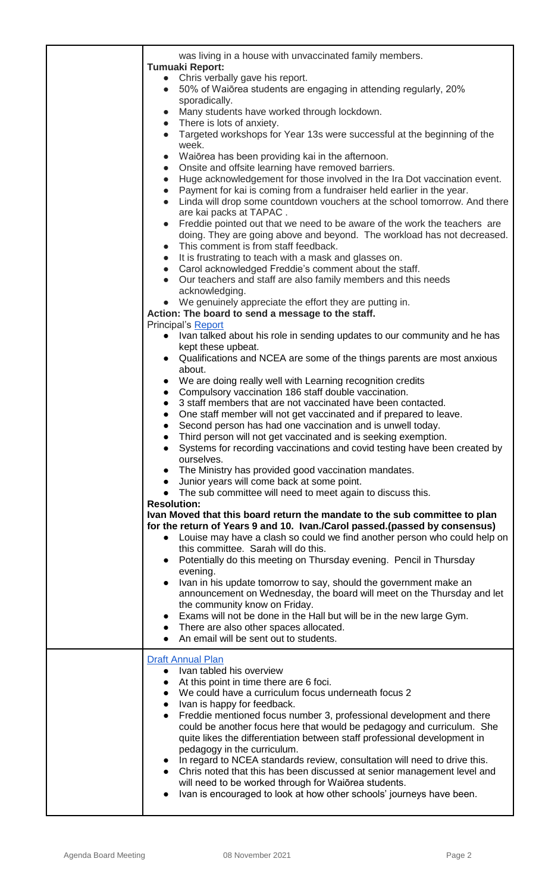| | |
|---|---|
| | was living in a house with unvaccinated family members.<br>**Tumuaki Report:**<br>• Chris verbally gave his report.<br>• 50% of Waiōrea students are engaging in attending regularly, 20% sporadically.<br>• Many students have worked through lockdown.<br>• There is lots of anxiety.<br>• Targeted workshops for Year 13s were successful at the beginning of the week.<br>• Waiōrea has been providing kai in the afternoon.<br>• Onsite and offsite learning have removed barriers.<br>• Huge acknowledgement for those involved in the Ira Dot vaccination event.<br>• Payment for kai is coming from a fundraiser held earlier in the year.<br>• Linda will drop some countdown vouchers at the school tomorrow. And there are kai packs at TAPAC .<br>• Freddie pointed out that we need to be aware of the work the teachers are doing. They are going above and beyond. The workload has not decreased.<br>• This comment is from staff feedback.<br>• It is frustrating to teach with a mask and glasses on.<br>• Carol acknowledged Freddie's comment about the staff.<br>• Our teachers and staff are also family members and this needs acknowledging.<br>• We genuinely appreciate the effort they are putting in.<br>**Action: The board to send a message to the staff.**<br>Principal's Report<br>• Ivan talked about his role in sending updates to our community and he has kept these upbeat.<br>• Qualifications and NCEA are some of the things parents are most anxious about.<br>• We are doing really well with Learning recognition credits<br>• Compulsory vaccination 186 staff double vaccination.<br>• 3 staff members that are not vaccinated have been contacted.<br>• One staff member will not get vaccinated and if prepared to leave.<br>• Second person has had one vaccination and is unwell today.<br>• Third person will not get vaccinated and is seeking exemption.<br>• Systems for recording vaccinations and covid testing have been created by ourselves.<br>• The Ministry has provided good vaccination mandates.<br>• Junior years will come back at some point.<br>• The sub committee will need to meet again to discuss this.<br>**Resolution:**<br>**Ivan Moved that this board return the mandate to the sub committee to plan for the return of Years 9 and 10. Ivan./Carol passed.(passed by consensus)**<br>• Louise may have a clash so could we find another person who could help on this committee. Sarah will do this.<br>• Potentially do this meeting on Thursday evening. Pencil in Thursday evening.<br>• Ivan in his update tomorrow to say, should the government make an announcement on Wednesday, the board will meet on the Thursday and let the community know on Friday.<br>• Exams will not be done in the Hall but will be in the new large Gym.<br>• There are also other spaces allocated.<br>• An email will be sent out to students. |
| | Draft Annual Plan<br>• Ivan tabled his overview<br>• At this point in time there are 6 foci.<br>• We could have a curriculum focus underneath focus 2<br>• Ivan is happy for feedback.<br>• Freddie mentioned focus number 3, professional development and there could be another focus here that would be pedagogy and curriculum. She quite likes the differentiation between staff professional development in pedagogy in the curriculum.<br>• In regard to NCEA standards review, consultation will need to drive this.<br>• Chris noted that this has been discussed at senior management level and will need to be worked through for Waiōrea students.<br>• Ivan is encouraged to look at how other schools' journeys have been. |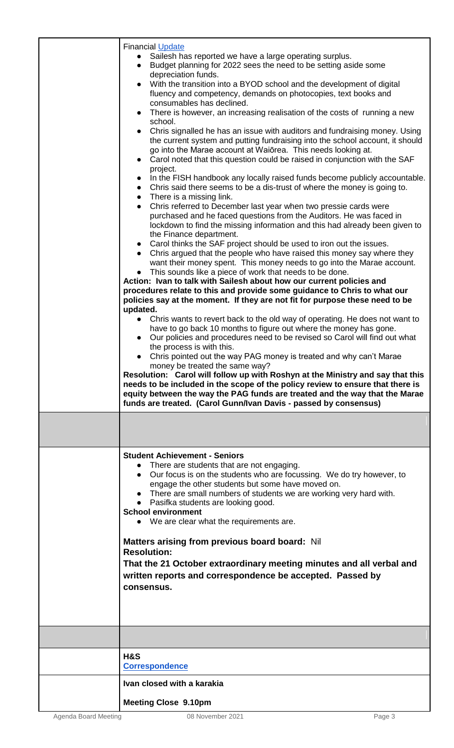Financial Update

- Sailesh has reported we have a large operating surplus.
- Budget planning for 2022 sees the need to be setting aside some depreciation funds.
- With the transition into a BYOD school and the development of digital fluency and competency, demands on photocopies, text books and consumables has declined.
- There is however, an increasing realisation of the costs of running a new school.
- Chris signalled he has an issue with auditors and fundraising money. Using the current system and putting fundraising into the school account, it should go into the Marae account at Waiōrea. This needs looking at.
- Carol noted that this question could be raised in conjunction with the SAF project.
- In the FISH handbook any locally raised funds become publicly accountable.
- Chris said there seems to be a dis-trust of where the money is going to.
- There is a missing link.
- Chris referred to December last year when two pressie cards were purchased and he faced questions from the Auditors. He was faced in lockdown to find the missing information and this had already been given to the Finance department.
- Carol thinks the SAF project should be used to iron out the issues.
- Chris argued that the people who have raised this money say where they want their money spent. This money needs to go into the Marae account.
- This sounds like a piece of work that needs to be done.

**Action: Ivan to talk with Sailesh about how our current policies and procedures relate to this and provide some guidance to Chris to what our policies say at the moment. If they are not fit for purpose these need to be updated.**

- Chris wants to revert back to the old way of operating. He does not want to have to go back 10 months to figure out where the money has gone.
- Our policies and procedures need to be revised so Carol will find out what the process is with this.
- Chris pointed out the way PAG money is treated and why can't Marae money be treated the same way?

**Resolution: Carol will follow up with Roshyn at the Ministry and say that this needs to be included in the scope of the policy review to ensure that there is equity between the way the PAG funds are treated and the way that the Marae funds are treated. (Carol Gunn/Ivan Davis - passed by consensus)**

**Student Achievement - Seniors**

- There are students that are not engaging.
- Our focus is on the students who are focussing. We do try however, to engage the other students but some have moved on.
- There are small numbers of students we are working very hard with.
- Pasifka students are looking good.

**School environment**

- We are clear what the requirements are.

**Matters arising from previous board board:** Nil

**Resolution:**

**That the 21 October extraordinary meeting minutes and all verbal and written reports and correspondence be accepted. Passed by consensus.**

**H&S**

**Correspondence**

**Ivan closed with a karakia**

**Meeting Close 9.10pm**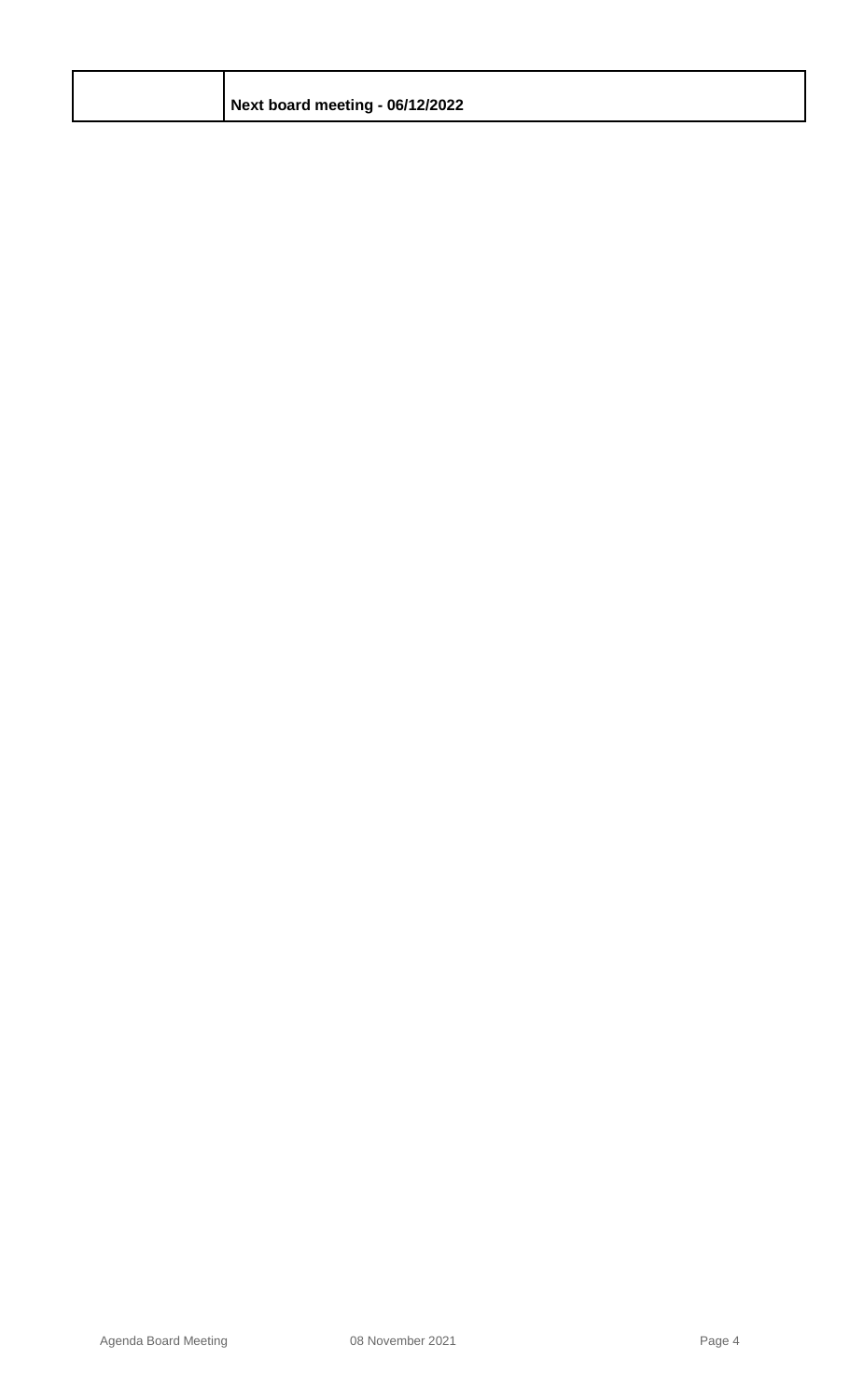| | |
|---|---|
| | **Next board meeting - 06/12/2022** |